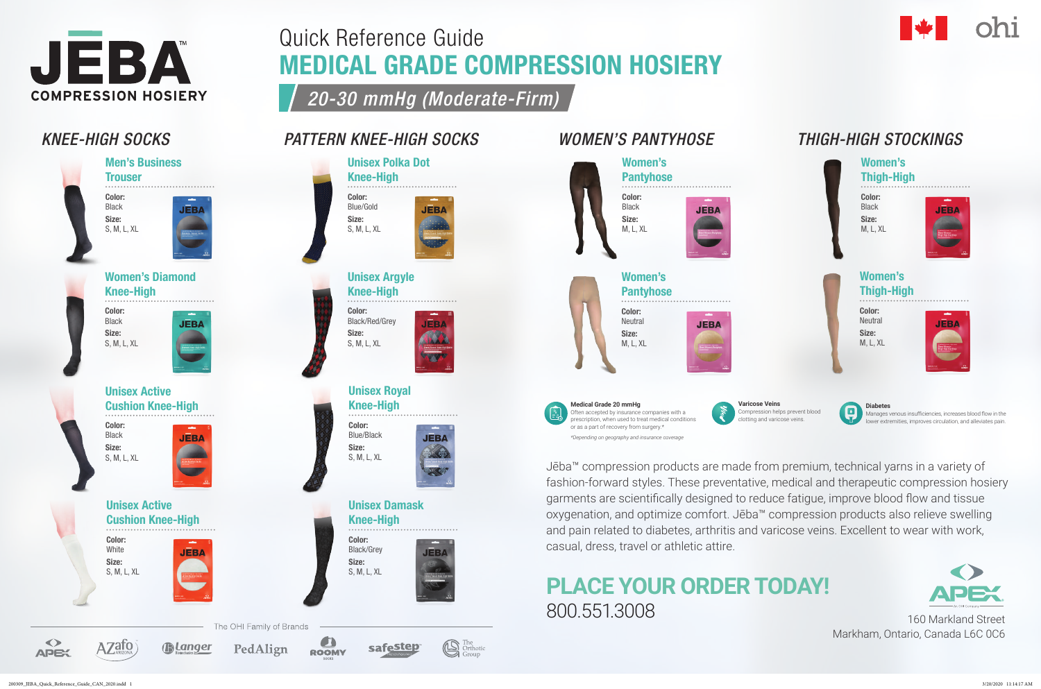JĒBA™ COMPRESSION HOSIERY

# Quick Reference Guide

# MEDICAL GRADE COMPRESSION HOSIERY

## *20-30 mmHg (Moderate-Firm)*

ohi

## *KNEE-HIGH SOCKS*

### Men's Business Trouser

**Color:** Black
**Size:** S, M, L, XL

### Women's Diamond Knee-High

**Color:** Black
**Size:** S, M, L, XL

### Unisex Active Cushion Knee-High

**Color:** Black
**Size:** S, M, L, XL

### Unisex Active Cushion Knee-High

**Color:** White
**Size:** S, M, L, XL

## *PATTERN KNEE-HIGH SOCKS*

### Unisex Polka Dot Knee-High

**Color:** Blue/Gold
**Size:** S, M, L, XL

### Unisex Argyle Knee-High

**Color:** Black/Red/Grey
**Size:** S, M, L, XL

### Unisex Royal Knee-High

**Color:** Blue/Black
**Size:** S, M, L, XL

### Unisex Damask Knee-High

**Color:** Black/Grey
**Size:** S, M, L, XL

## *WOMEN'S PANTYHOSE*

### Women's Pantyhose

**Color:** Black
**Size:** M, L, XL

### Women's Pantyhose

**Color:** Neutral
**Size:** M, L, XL

## *THIGH-HIGH STOCKINGS*

### Women's Thigh-High

**Color:** Black
**Size:** M, L, XL

### Women's Thigh-High

**Color:** Neutral
**Size:** M, L, XL

**Medical Grade 20 mmHg**
Often accepted by insurance companies with a prescription, when used to treat medical conditions or as a part of recovery from surgery.*

*Depending on geography and insurance coverage

**Varicose Veins**
Compression helps prevent blood clotting and varicose veins.

**Diabetes**
Manages venous insufficiencies, increases blood flow in the lower extremities, improves circulation, and alleviates pain.

Jēba™ compression products are made from premium, technical yarns in a variety of fashion-forward styles. These preventative, medical and therapeutic compression hosiery garments are scientifically designed to reduce fatigue, improve blood flow and tissue oxygenation, and optimize comfort. Jēba™ compression products also relieve swelling and pain related to diabetes, arthritis and varicose veins. Excellent to wear with work, casual, dress, travel or athletic attire.

## PLACE YOUR ORDER TODAY!

800.551.3008

APEX — An OHI Company

160 Markland Street
Markham, Ontario, Canada L6C 0C6

The OHI Family of Brands

APEX · AZafo ARIZONA · Langer · PedAlign · ROOMY SOCKS · safestep · The Orthotic Group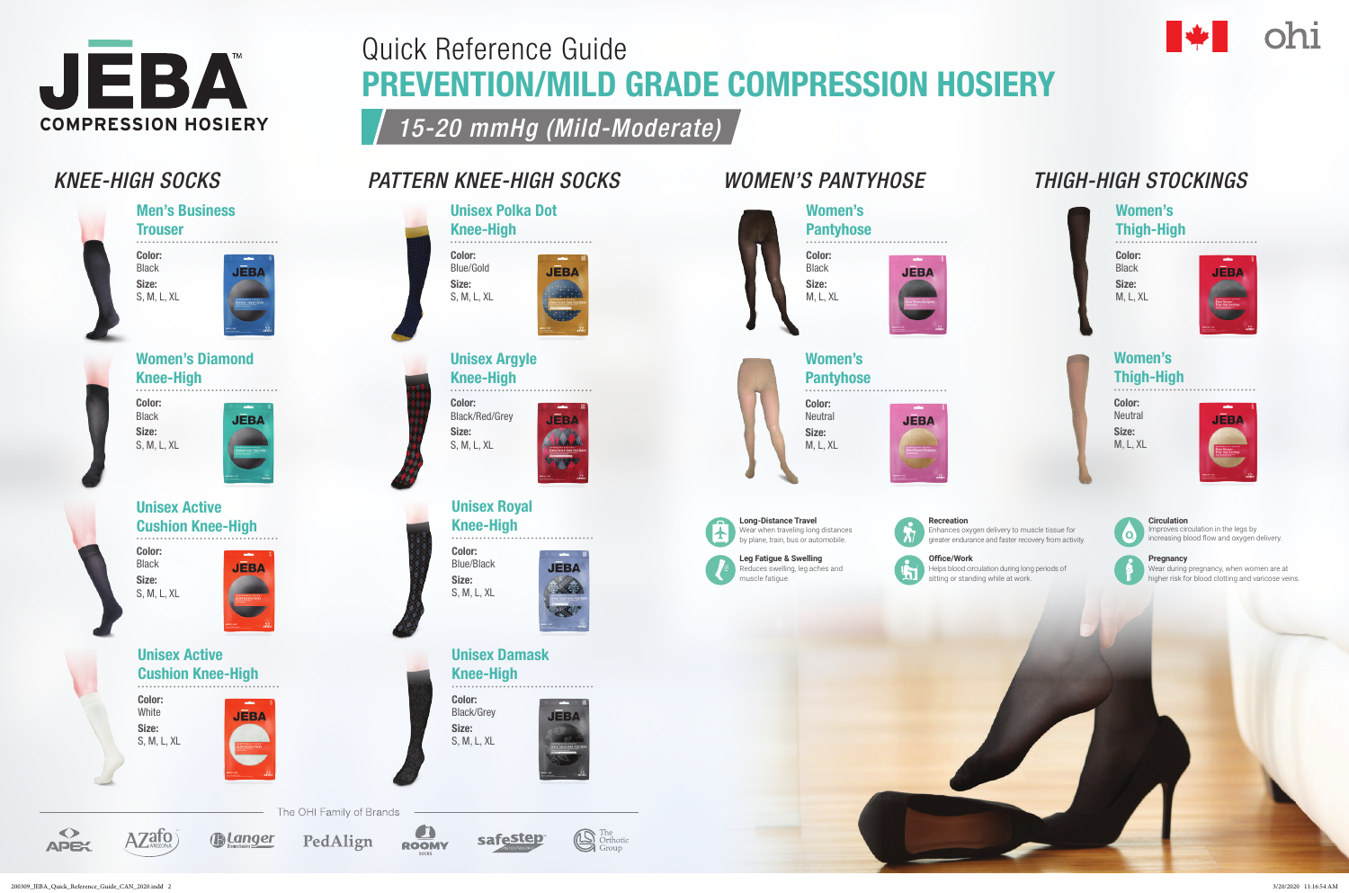# JĒBA™ COMPRESSION HOSIERY

Quick Reference Guide

## PREVENTION/MILD GRADE COMPRESSION HOSIERY

*15-20 mmHg (Mild-Moderate)*

ohi

### *KNEE-HIGH SOCKS*

**Men's Business Trouser**
Color: Black
Size: S, M, L, XL

**Women's Diamond Knee-High**
Color: Black
Size: S, M, L, XL

**Unisex Active Cushion Knee-High**
Color: Black
Size: S, M, L, XL

**Unisex Active Cushion Knee-High**
Color: White
Size: S, M, L, XL

### *PATTERN KNEE-HIGH SOCKS*

**Unisex Polka Dot Knee-High**
Color: Blue/Gold
Size: S, M, L, XL

**Unisex Argyle Knee-High**
Color: Black/Red/Grey
Size: S, M, L, XL

**Unisex Royal Knee-High**
Color: Blue/Black
Size: S, M, L, XL

**Unisex Damask Knee-High**
Color: Black/Grey
Size: S, M, L, XL

### *WOMEN'S PANTYHOSE*

**Women's Pantyhose**
Color: Black
Size: M, L, XL

**Women's Pantyhose**
Color: Neutral
Size: M, L, XL

### *THIGH-HIGH STOCKINGS*

**Women's Thigh-High**
Color: Black
Size: M, L, XL

**Women's Thigh-High**
Color: Neutral
Size: M, L, XL

**Long-Distance Travel**
Wear when traveling long distances by plane, train, bus or automobile.

**Leg Fatigue & Swelling**
Reduces swelling, leg aches and muscle fatigue.

**Recreation**
Enhances oxygen delivery to muscle tissue for greater endurance and faster recovery from activity.

**Office/Work**
Helps blood circulation during long periods of sitting or standing while at work.

**Circulation**
Improves circulation in the legs by increasing blood flow and oxygen delivery.

**Pregnancy**
Wear during pregnancy, when women are at higher risk for blood clotting and varicose veins.

The OHI Family of Brands

APEX · AZafo ARIZONA · Langer · PedAlign · ROOMY SOCKS · safestep · The Orthotic Group